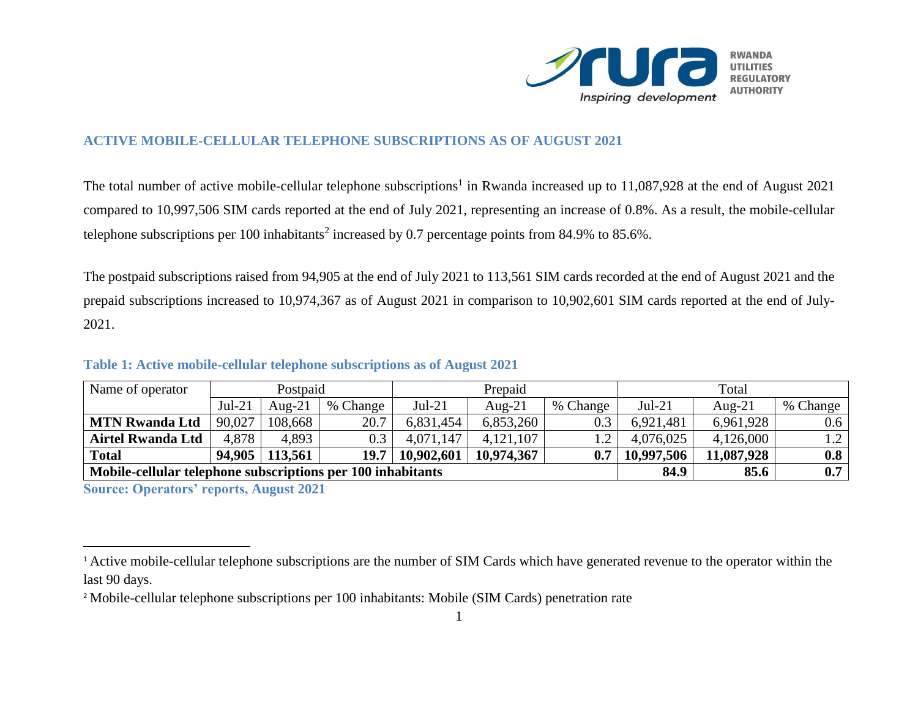## ACTIVE MOBILE-CELLULAR TELEPHONE SUBSCRIPTIONS AS OF AUGUST 2021

The total number of active mobile-cellular telephone subscriptions[1] in Rwanda increased up to 11,087,928 at the end of August 2021 compared to 10,997,506 SIM cards reported at the end of July 2021, representing an increase of 0.8%. As a result, the mobile-cellular telephone subscriptions per 100 inhabitants[2] increased by 0.7 percentage points from 84.9% to 85.6%.

The postpaid subscriptions raised from 94,905 at the end of July 2021 to 113,561 SIM cards recorded at the end of August 2021 and the prepaid subscriptions increased to 10,974,367 as of August 2021 in comparison to 10,902,601 SIM cards reported at the end of July-2021.

**Table 1: Active mobile-cellular telephone subscriptions as of August 2021**

| Name of operator | Postpaid | | | Prepaid | | | Total | | |
|---|---|---|---|---|---|---|---|---|---|
| | Jul-21 | Aug-21 | % Change | Jul-21 | Aug-21 | % Change | Jul-21 | Aug-21 | % Change |
| **MTN Rwanda Ltd** | 90,027 | 108,668 | 20.7 | 6,831,454 | 6,853,260 | 0.3 | 6,921,481 | 6,961,928 | 0.6 |
| **Airtel Rwanda Ltd** | 4,878 | 4,893 | 0.3 | 4,071,147 | 4,121,107 | 1.2 | 4,076,025 | 4,126,000 | 1.2 |
| **Total** | **94,905** | **113,561** | **19.7** | **10,902,601** | **10,974,367** | **0.7** | **10,997,506** | **11,087,928** | **0.8** |
| **Mobile-cellular telephone subscriptions per 100 inhabitants** | | | | | | | **84.9** | **85.6** | **0.7** |

**Source: Operators' reports, August 2021**

[1] Active mobile-cellular telephone subscriptions are the number of SIM Cards which have generated revenue to the operator within the last 90 days.

[2] Mobile-cellular telephone subscriptions per 100 inhabitants: Mobile (SIM Cards) penetration rate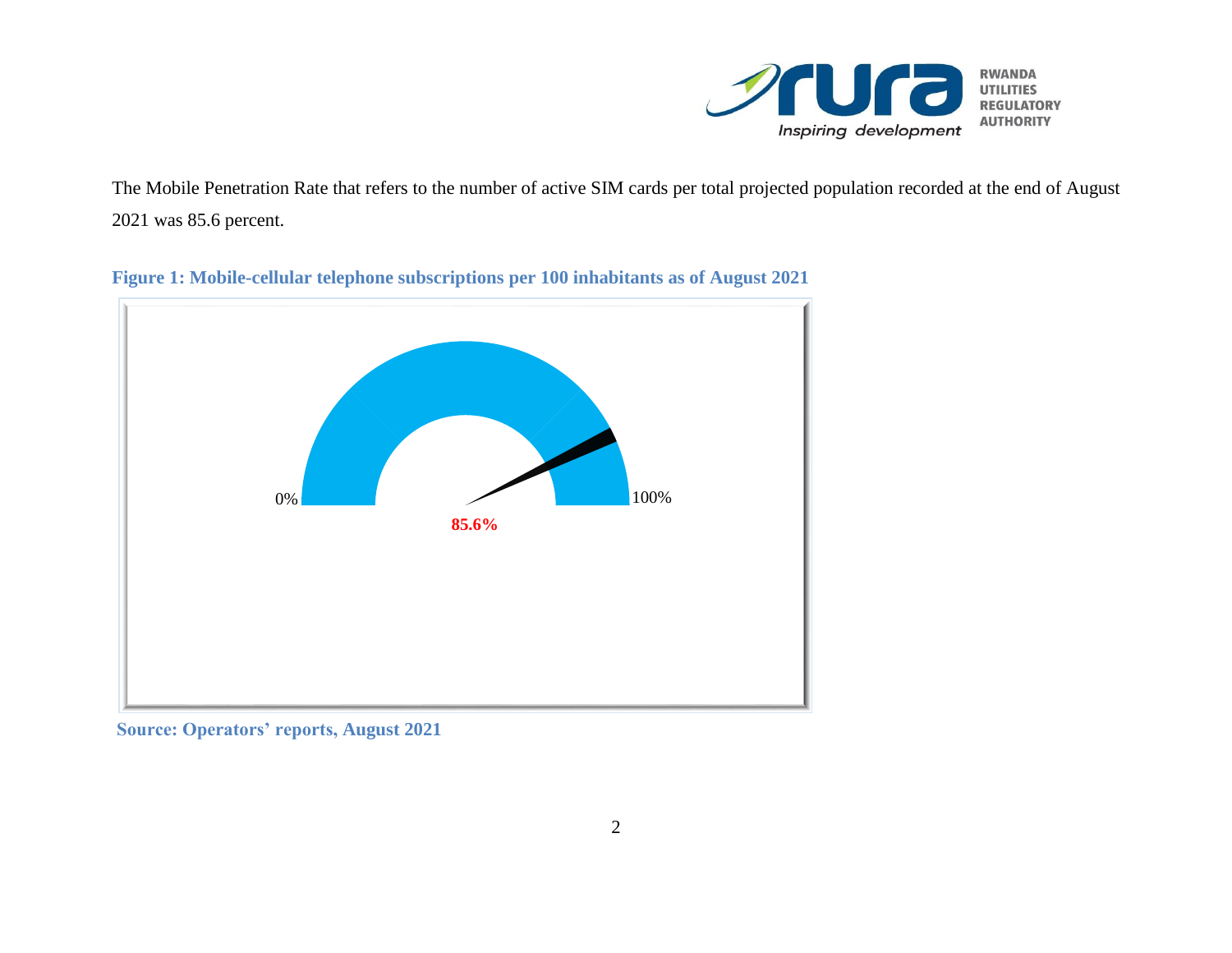The Mobile Penetration Rate that refers to the number of active SIM cards per total projected population recorded at the end of August 2021 was 85.6 percent.

**Figure 1: Mobile-cellular telephone subscriptions per 100 inhabitants as of August 2021**

0% 100%

85.6%

**Source: Operators' reports, August 2021**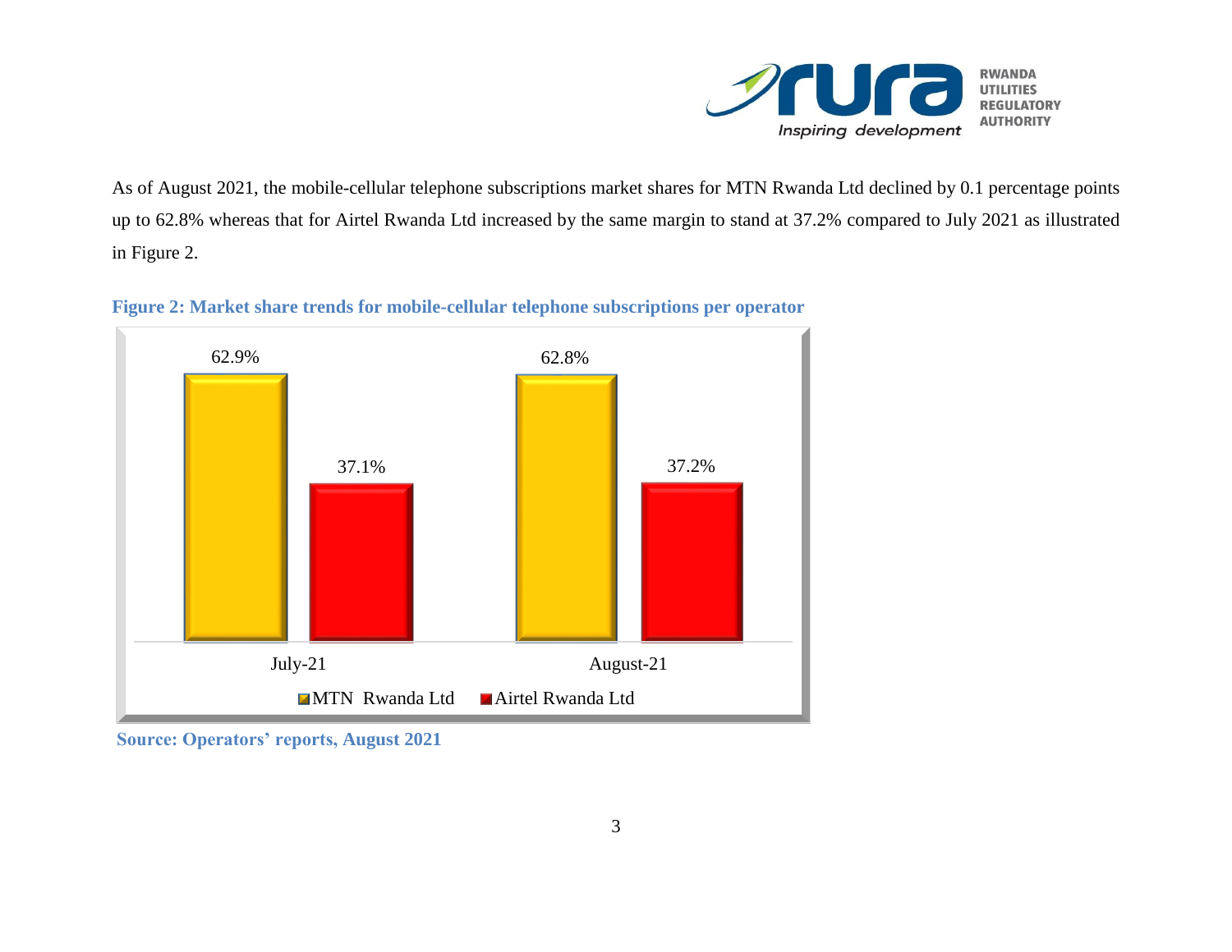As of August 2021, the mobile-cellular telephone subscriptions market shares for MTN Rwanda Ltd declined by 0.1 percentage points up to 62.8% whereas that for Airtel Rwanda Ltd increased by the same margin to stand at 37.2% compared to July 2021 as illustrated in Figure 2.

**Figure 2: Market share trends for mobile-cellular telephone subscriptions per operator**

| | MTN Rwanda Ltd | Airtel Rwanda Ltd |
|---|---|---|
| July-21 | 62.9% | 37.1% |
| August-21 | 62.8% | 37.2% |

**Source: Operators' reports, August 2021**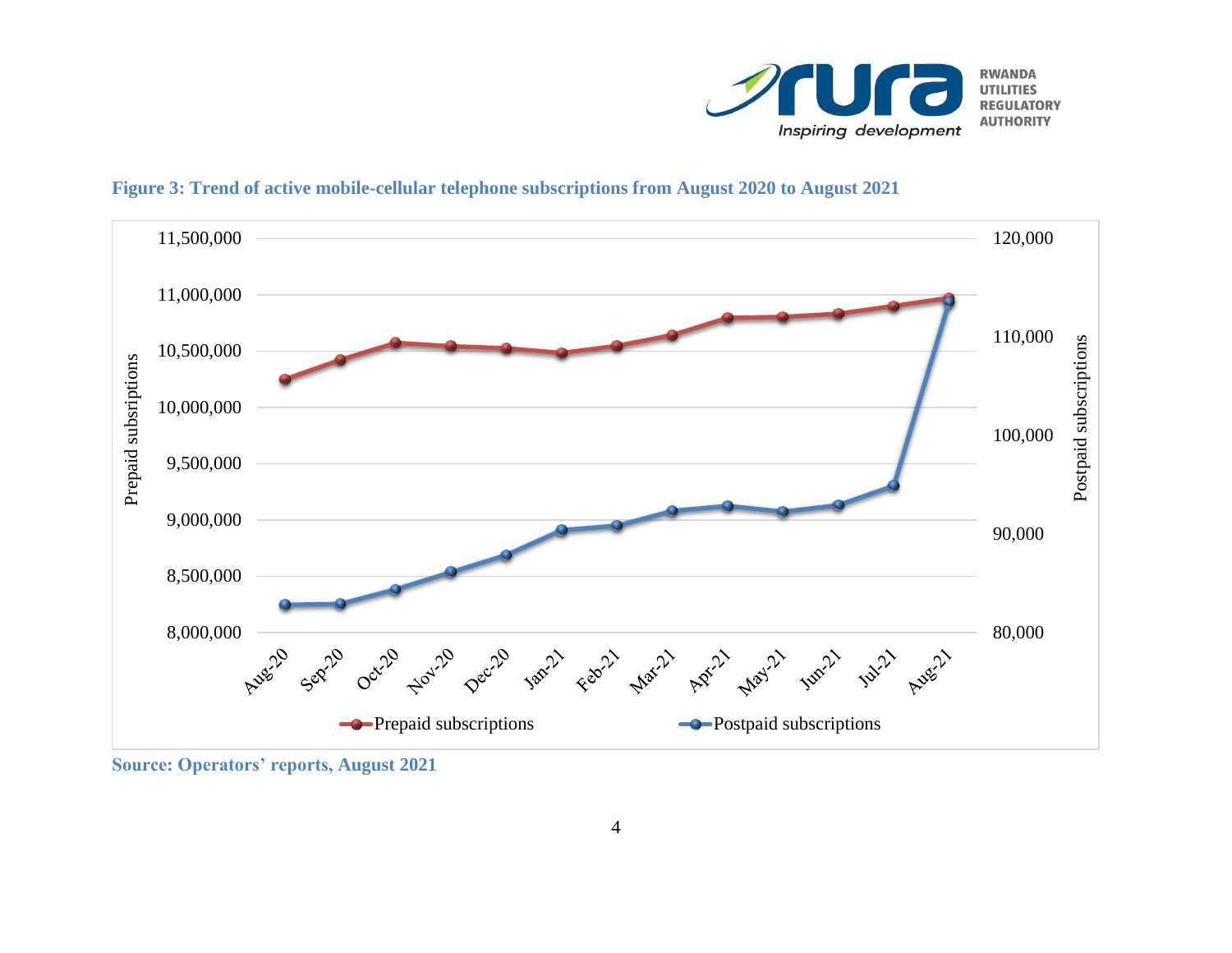RWANDA UTILITIES REGULATORY AUTHORITY

Inspiring development

**Figure 3: Trend of active mobile-cellular telephone subscriptions from August 2020 to August 2021**

Prepaid subsriptions

11,500,000
11,000,000
10,500,000
10,000,000
9,500,000
9,000,000
8,500,000
8,000,000

Postpaid subscriptions

120,000
110,000
100,000
90,000
80,000

Aug-20 Sep-20 Oct-20 Nov-20 Dec-20 Jan-21 Feb-21 Mar-21 Apr-21 May-21 Jun-21 Jul-21 Aug-21

Prepaid subscriptions
Postpaid subscriptions

**Source: Operators' reports, August 2021**